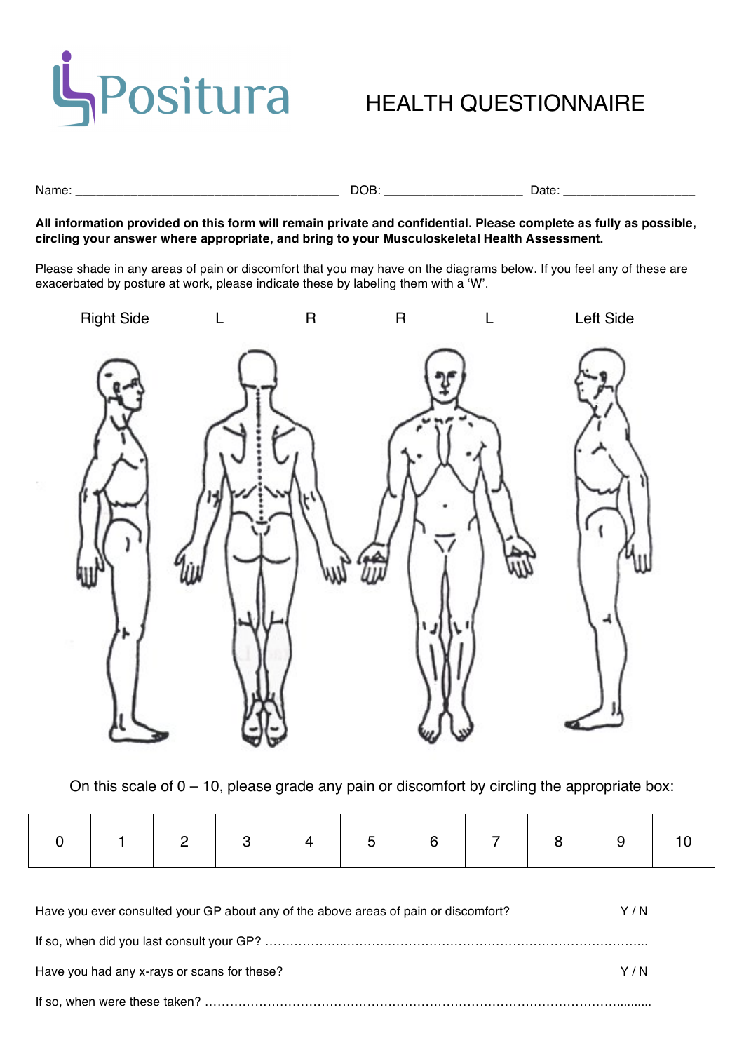Positura

# HEALTH QUESTIONNAIRE

Name: ______________________________________ DOB: ____________________ Date: ___________________

**All information provided on this form will remain private and confidential. Please complete as fully as possible, circling your answer where appropriate, and bring to your Musculoskeletal Health Assessment.**

Please shade in any areas of pain or discomfort that you may have on the diagrams below. If you feel any of these are exacerbated by posture at work, please indicate these by labeling them with a 'W'.

Right Side L R R L Left Side

On this scale of 0 – 10, please grade any pain or discomfort by circling the appropriate box:

| 0 | 1 | 2 | 3 | 4 | 5 | 6 | 7 | 8 | 9 | 10 |
|---|---|---|---|---|---|---|---|---|---|---|

Have you ever consulted your GP about any of the above areas of pain or discomfort? Y / N

If so, when did you last consult your GP? ………………………………………………………………………………

Have you had any x-rays or scans for these? Y / N

If so, when were these taken? ………………………………………………………………………………………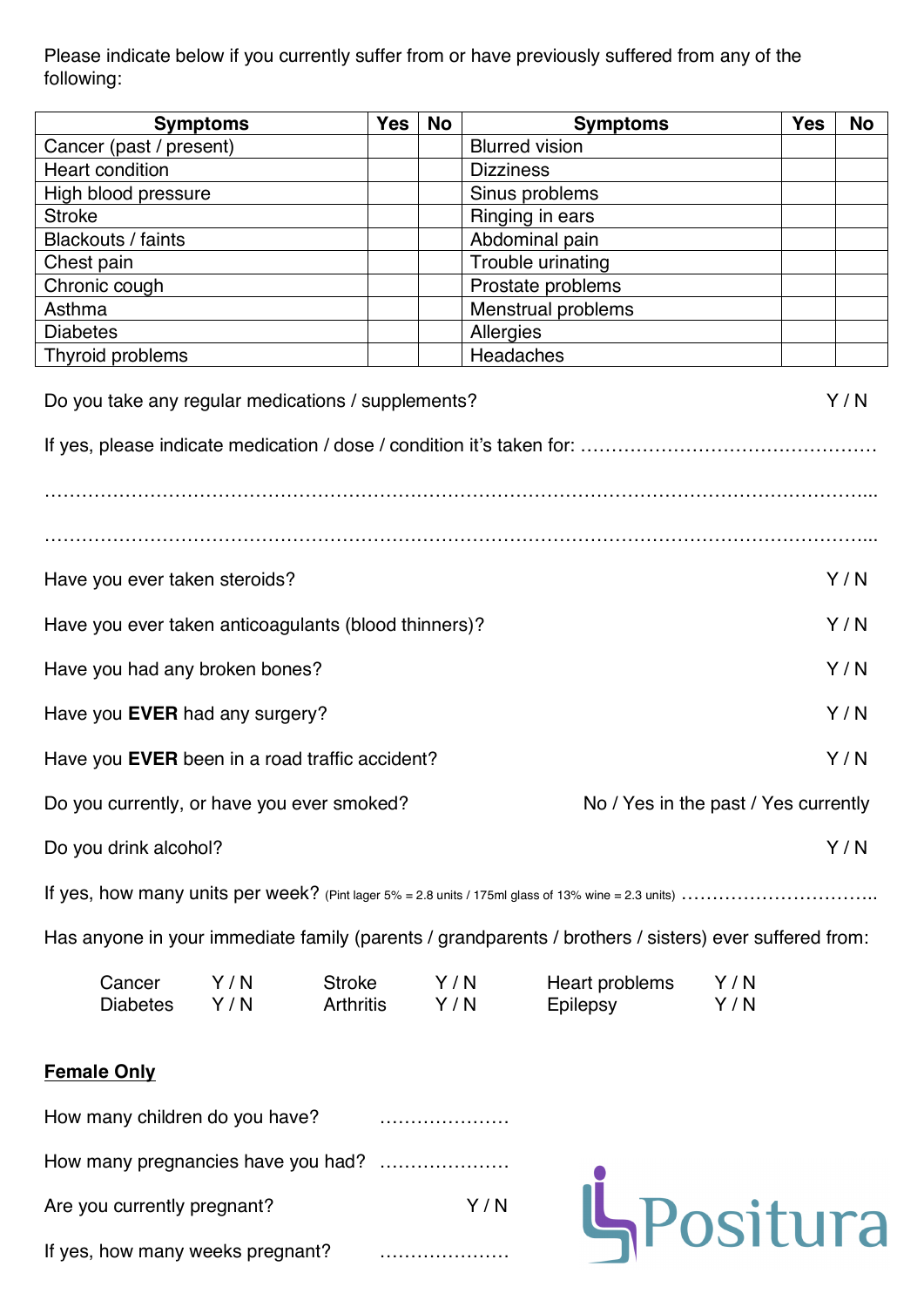Please indicate below if you currently suffer from or have previously suffered from any of the following:

| Symptoms | Yes | No | Symptoms | Yes | No |
|---|---|---|---|---|---|
| Cancer (past / present) | | | Blurred vision | | |
| Heart condition | | | Dizziness | | |
| High blood pressure | | | Sinus problems | | |
| Stroke | | | Ringing in ears | | |
| Blackouts / faints | | | Abdominal pain | | |
| Chest pain | | | Trouble urinating | | |
| Chronic cough | | | Prostate problems | | |
| Asthma | | | Menstrual problems | | |
| Diabetes | | | Allergies | | |
| Thyroid problems | | | Headaches | | |

Do you take any regular medications / supplements? Y / N

If yes, please indicate medication / dose / condition it's taken for: …………………………………………

……………………………………………………………………………………………………………………...

……………………………………………………………………………………………………………………...

Have you ever taken steroids? Y / N

Have you ever taken anticoagulants (blood thinners)? Y / N

Have you had any broken bones? Y / N

Have you **EVER** had any surgery? Y / N

Have you **EVER** been in a road traffic accident? Y / N

Do you currently, or have you ever smoked? No / Yes in the past / Yes currently

Do you drink alcohol? Y / N

If yes, how many units per week? (Pint lager 5% = 2.8 units / 175ml glass of 13% wine = 2.3 units) …………………………..

Has anyone in your immediate family (parents / grandparents / brothers / sisters) ever suffered from:

| | | | | | |
|---|---|---|---|---|---|
| Cancer | Y / N | Stroke | Y / N | Heart problems | Y / N |
| Diabetes | Y / N | Arthritis | Y / N | Epilepsy | Y / N |

**Female Only**

How many children do you have? …………………

How many pregnancies have you had? …………………

Are you currently pregnant? Y / N

If yes, how many weeks pregnant? …………………

Positura